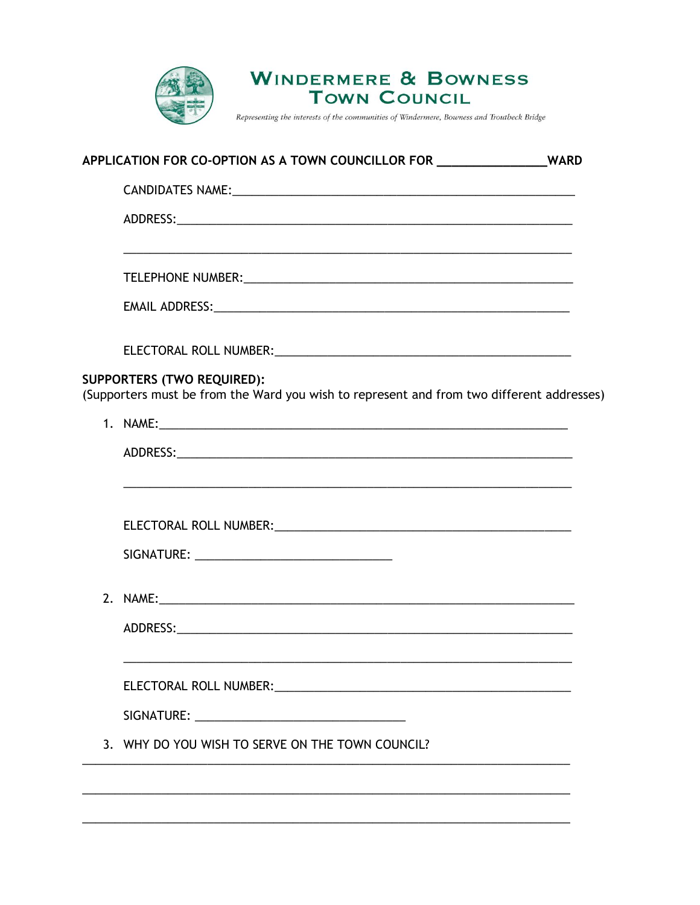# Windermere & Bowness Town Council

*Representing the interests of the communities of Windermere, Bowness and Troutbeck Bridge*

**APPLICATION FOR CO-OPTION AS A TOWN COUNCILLOR FOR \_\_\_\_\_\_\_\_\_\_\_\_\_\_\_\_WARD**

CANDIDATES NAME:\_\_\_\_\_\_\_\_\_\_\_\_\_\_\_\_\_\_\_\_\_\_\_\_\_\_\_\_\_\_\_\_\_\_\_\_\_\_\_\_\_\_\_\_\_\_\_\_\_\_\_\_

ADDRESS:\_\_\_\_\_\_\_\_\_\_\_\_\_\_\_\_\_\_\_\_\_\_\_\_\_\_\_\_\_\_\_\_\_\_\_\_\_\_\_\_\_\_\_\_\_\_\_\_\_\_\_\_\_\_\_\_\_\_

\_\_\_\_\_\_\_\_\_\_\_\_\_\_\_\_\_\_\_\_\_\_\_\_\_\_\_\_\_\_\_\_\_\_\_\_\_\_\_\_\_\_\_\_\_\_\_\_\_\_\_\_\_\_\_\_\_\_\_\_\_\_\_\_

TELEPHONE NUMBER:\_\_\_\_\_\_\_\_\_\_\_\_\_\_\_\_\_\_\_\_\_\_\_\_\_\_\_\_\_\_\_\_\_\_\_\_\_\_\_\_\_\_\_\_\_\_\_\_\_\_

EMAIL ADDRESS:\_\_\_\_\_\_\_\_\_\_\_\_\_\_\_\_\_\_\_\_\_\_\_\_\_\_\_\_\_\_\_\_\_\_\_\_\_\_\_\_\_\_\_\_\_\_\_\_\_\_\_\_\_\_

ELECTORAL ROLL NUMBER:\_\_\_\_\_\_\_\_\_\_\_\_\_\_\_\_\_\_\_\_\_\_\_\_\_\_\_\_\_\_\_\_\_\_\_\_\_\_\_\_\_\_\_\_\_

**SUPPORTERS (TWO REQUIRED):**
(Supporters must be from the Ward you wish to represent and from two different addresses)

1. NAME:\_\_\_\_\_\_\_\_\_\_\_\_\_\_\_\_\_\_\_\_\_\_\_\_\_\_\_\_\_\_\_\_\_\_\_\_\_\_\_\_\_\_\_\_\_\_\_\_\_\_\_\_\_\_\_\_\_\_\_\_

   ADDRESS:\_\_\_\_\_\_\_\_\_\_\_\_\_\_\_\_\_\_\_\_\_\_\_\_\_\_\_\_\_\_\_\_\_\_\_\_\_\_\_\_\_\_\_\_\_\_\_\_\_\_\_\_\_\_\_\_\_\_

   \_\_\_\_\_\_\_\_\_\_\_\_\_\_\_\_\_\_\_\_\_\_\_\_\_\_\_\_\_\_\_\_\_\_\_\_\_\_\_\_\_\_\_\_\_\_\_\_\_\_\_\_\_\_\_\_\_\_\_\_\_\_\_\_

   ELECTORAL ROLL NUMBER:\_\_\_\_\_\_\_\_\_\_\_\_\_\_\_\_\_\_\_\_\_\_\_\_\_\_\_\_\_\_\_\_\_\_\_\_\_\_\_\_\_\_\_\_\_

   SIGNATURE: \_\_\_\_\_\_\_\_\_\_\_\_\_\_\_\_\_\_\_\_\_\_\_\_\_\_\_\_\_\_

2. NAME:\_\_\_\_\_\_\_\_\_\_\_\_\_\_\_\_\_\_\_\_\_\_\_\_\_\_\_\_\_\_\_\_\_\_\_\_\_\_\_\_\_\_\_\_\_\_\_\_\_\_\_\_\_\_\_\_\_\_\_\_

   ADDRESS:\_\_\_\_\_\_\_\_\_\_\_\_\_\_\_\_\_\_\_\_\_\_\_\_\_\_\_\_\_\_\_\_\_\_\_\_\_\_\_\_\_\_\_\_\_\_\_\_\_\_\_\_\_\_\_\_\_\_

   \_\_\_\_\_\_\_\_\_\_\_\_\_\_\_\_\_\_\_\_\_\_\_\_\_\_\_\_\_\_\_\_\_\_\_\_\_\_\_\_\_\_\_\_\_\_\_\_\_\_\_\_\_\_\_\_\_\_\_\_\_\_\_\_

   ELECTORAL ROLL NUMBER:\_\_\_\_\_\_\_\_\_\_\_\_\_\_\_\_\_\_\_\_\_\_\_\_\_\_\_\_\_\_\_\_\_\_\_\_\_\_\_\_\_\_\_\_\_

   SIGNATURE: \_\_\_\_\_\_\_\_\_\_\_\_\_\_\_\_\_\_\_\_\_\_\_\_\_\_\_\_\_\_\_\_

3. WHY DO YOU WISH TO SERVE ON THE TOWN COUNCIL?

\_\_\_\_\_\_\_\_\_\_\_\_\_\_\_\_\_\_\_\_\_\_\_\_\_\_\_\_\_\_\_\_\_\_\_\_\_\_\_\_\_\_\_\_\_\_\_\_\_\_\_\_\_\_\_\_\_\_\_\_\_\_\_\_\_\_\_\_\_\_

\_\_\_\_\_\_\_\_\_\_\_\_\_\_\_\_\_\_\_\_\_\_\_\_\_\_\_\_\_\_\_\_\_\_\_\_\_\_\_\_\_\_\_\_\_\_\_\_\_\_\_\_\_\_\_\_\_\_\_\_\_\_\_\_\_\_\_\_\_\_

\_\_\_\_\_\_\_\_\_\_\_\_\_\_\_\_\_\_\_\_\_\_\_\_\_\_\_\_\_\_\_\_\_\_\_\_\_\_\_\_\_\_\_\_\_\_\_\_\_\_\_\_\_\_\_\_\_\_\_\_\_\_\_\_\_\_\_\_\_\_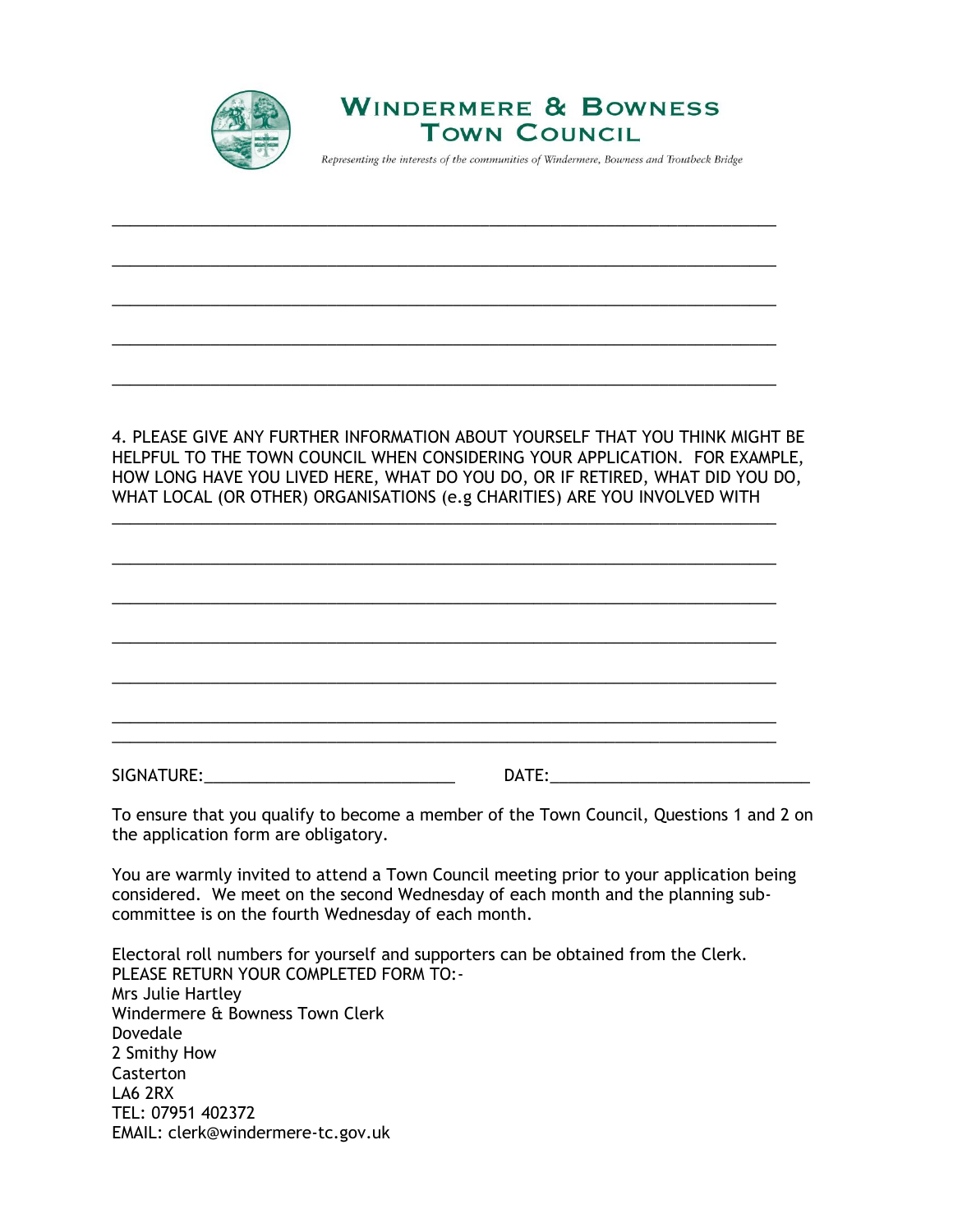# WINDERMERE & BOWNESS TOWN COUNCIL

*Representing the interests of the communities of Windermere, Bowness and Troutbeck Bridge*

_______________________________________________________________________

_______________________________________________________________________

_______________________________________________________________________

_______________________________________________________________________

_______________________________________________________________________

4. PLEASE GIVE ANY FURTHER INFORMATION ABOUT YOURSELF THAT YOU THINK MIGHT BE HELPFUL TO THE TOWN COUNCIL WHEN CONSIDERING YOUR APPLICATION. FOR EXAMPLE, HOW LONG HAVE YOU LIVED HERE, WHAT DO YOU DO, OR IF RETIRED, WHAT DID YOU DO, WHAT LOCAL (OR OTHER) ORGANISATIONS (e.g CHARITIES) ARE YOU INVOLVED WITH

_______________________________________________________________________

_______________________________________________________________________

_______________________________________________________________________

_______________________________________________________________________

_______________________________________________________________________

_______________________________________________________________________

_______________________________________________________________________

SIGNATURE:___________________________ DATE:____________________________

To ensure that you qualify to become a member of the Town Council, Questions 1 and 2 on the application form are obligatory.

You are warmly invited to attend a Town Council meeting prior to your application being considered. We meet on the second Wednesday of each month and the planning sub-committee is on the fourth Wednesday of each month.

Electoral roll numbers for yourself and supporters can be obtained from the Clerk.
PLEASE RETURN YOUR COMPLETED FORM TO:-
Mrs Julie Hartley
Windermere & Bowness Town Clerk
Dovedale
2 Smithy How
Casterton
LA6 2RX
TEL: 07951 402372
EMAIL: clerk@windermere-tc.gov.uk